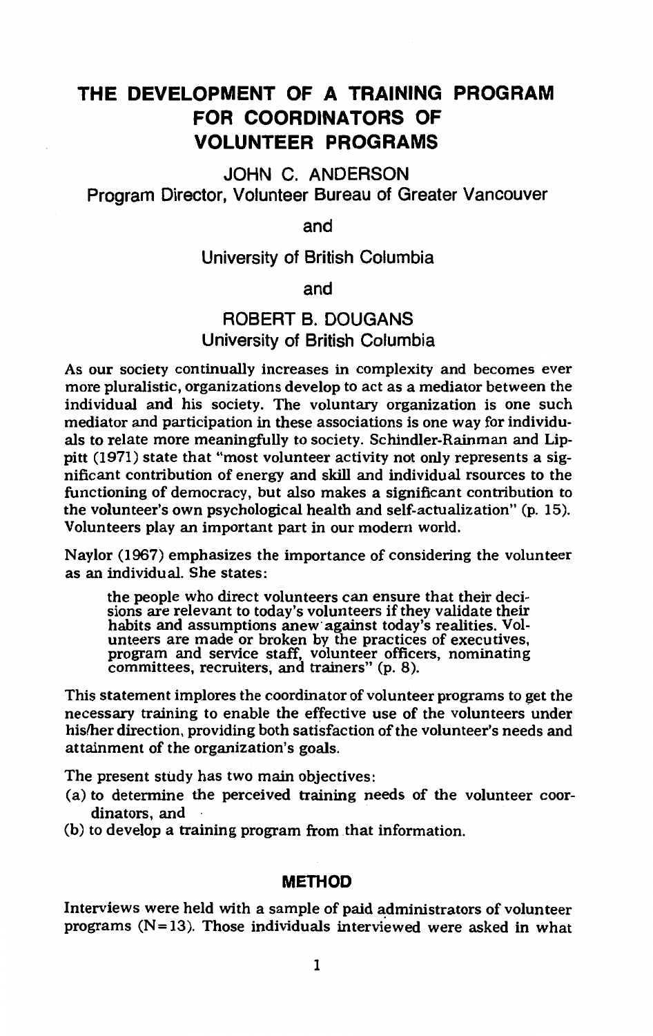# THE DEVELOPMENT OF A TRAINING PROGRAM FOR COORDINATORS OF VOLUNTEER PROGRAMS

JOHN C. ANDERSON
Program Director, Volunteer Bureau of Greater Vancouver

and

University of British Columbia

and

ROBERT B. DOUGANS
University of British Columbia

As our society continually increases in complexity and becomes ever more pluralistic, organizations develop to act as a mediator between the individual and his society. The voluntary organization is one such mediator and participation in these associations is one way for individuals to relate more meaningfully to society. Schindler-Rainman and Lippitt (1971) state that "most volunteer activity not only represents a significant contribution of energy and skill and individual rsources to the functioning of democracy, but also makes a significant contribution to the volunteer's own psychological health and self-actualization" (p. 15). Volunteers play an important part in our modern world.

Naylor (1967) emphasizes the importance of considering the volunteer as an individual. She states:

> the people who direct volunteers can ensure that their decisions are relevant to today's volunteers if they validate their habits and assumptions anew against today's realities. Volunteers are made or broken by the practices of executives, program and service staff, volunteer officers, nominating committees, recruiters, and trainers" (p. 8).

This statement implores the coordinator of volunteer programs to get the necessary training to enable the effective use of the volunteers under his/her direction, providing both satisfaction of the volunteer's needs and attainment of the organization's goals.

The present study has two main objectives:

(a) to determine the perceived training needs of the volunteer coordinators, and
(b) to develop a training program from that information.

## METHOD

Interviews were held with a sample of paid administrators of volunteer programs (N=13). Those individuals interviewed were asked in what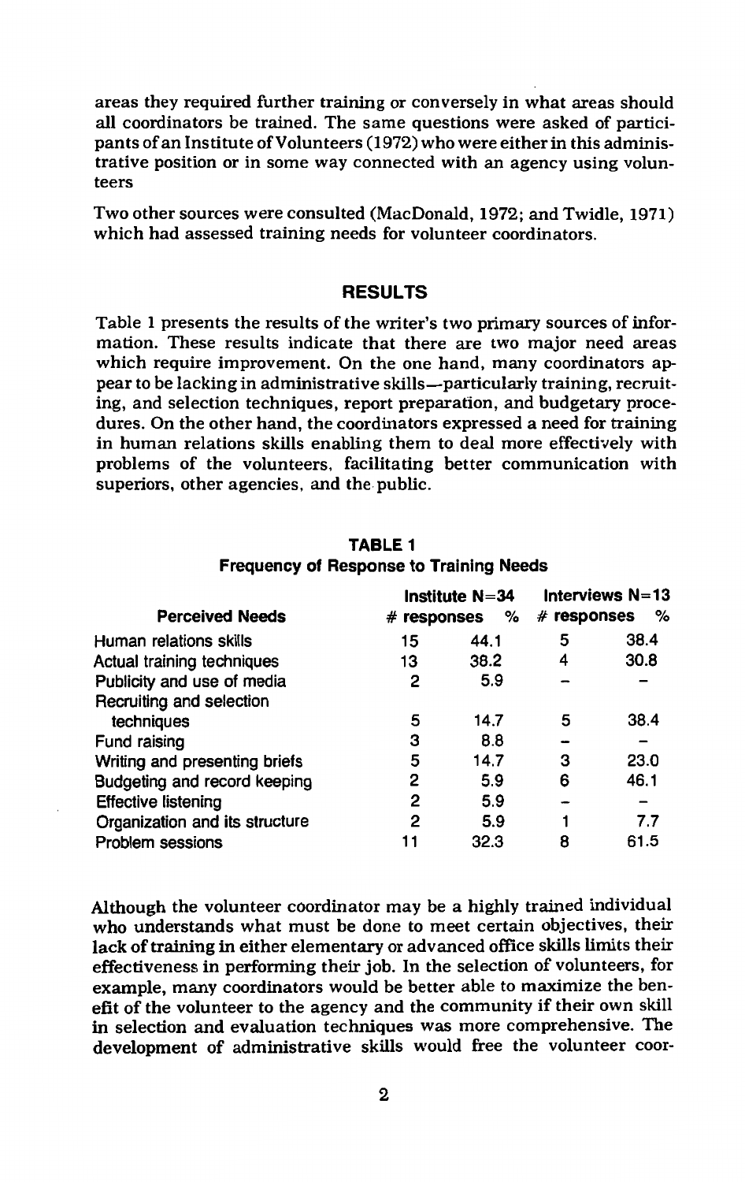areas they required further training or conversely in what areas should all coordinators be trained. The same questions were asked of participants of an Institute of Volunteers (1972) who were either in this administrative position or in some way connected with an agency using volunteers

Two other sources were consulted (MacDonald, 1972; and Twidle, 1971) which had assessed training needs for volunteer coordinators.

## RESULTS

Table 1 presents the results of the writer's two primary sources of information. These results indicate that there are two major need areas which require improvement. On the one hand, many coordinators appear to be lacking in administrative skills—particularly training, recruiting, and selection techniques, report preparation, and budgetary procedures. On the other hand, the coordinators expressed a need for training in human relations skills enabling them to deal more effectively with problems of the volunteers, facilitating better communication with superiors, other agencies, and the public.

**TABLE 1**
**Frequency of Response to Training Needs**

| Perceived Needs | Institute N=34 | | Interviews N=13 | |
|---|---|---|---|---|
| | # responses | % | # responses | % |
| Human relations skills | 15 | 44.1 | 5 | 38.4 |
| Actual training techniques | 13 | 38.2 | 4 | 30.8 |
| Publicity and use of media | 2 | 5.9 | – | – |
| Recruiting and selection techniques | 5 | 14.7 | 5 | 38.4 |
| Fund raising | 3 | 8.8 | – | – |
| Writing and presenting briefs | 5 | 14.7 | 3 | 23.0 |
| Budgeting and record keeping | 2 | 5.9 | 6 | 46.1 |
| Effective listening | 2 | 5.9 | – | – |
| Organization and its structure | 2 | 5.9 | 1 | 7.7 |
| Problem sessions | 11 | 32.3 | 8 | 61.5 |

Although the volunteer coordinator may be a highly trained individual who understands what must be done to meet certain objectives, their lack of training in either elementary or advanced office skills limits their effectiveness in performing their job. In the selection of volunteers, for example, many coordinators would be better able to maximize the benefit of the volunteer to the agency and the community if their own skill in selection and evaluation techniques was more comprehensive. The development of administrative skills would free the volunteer coor-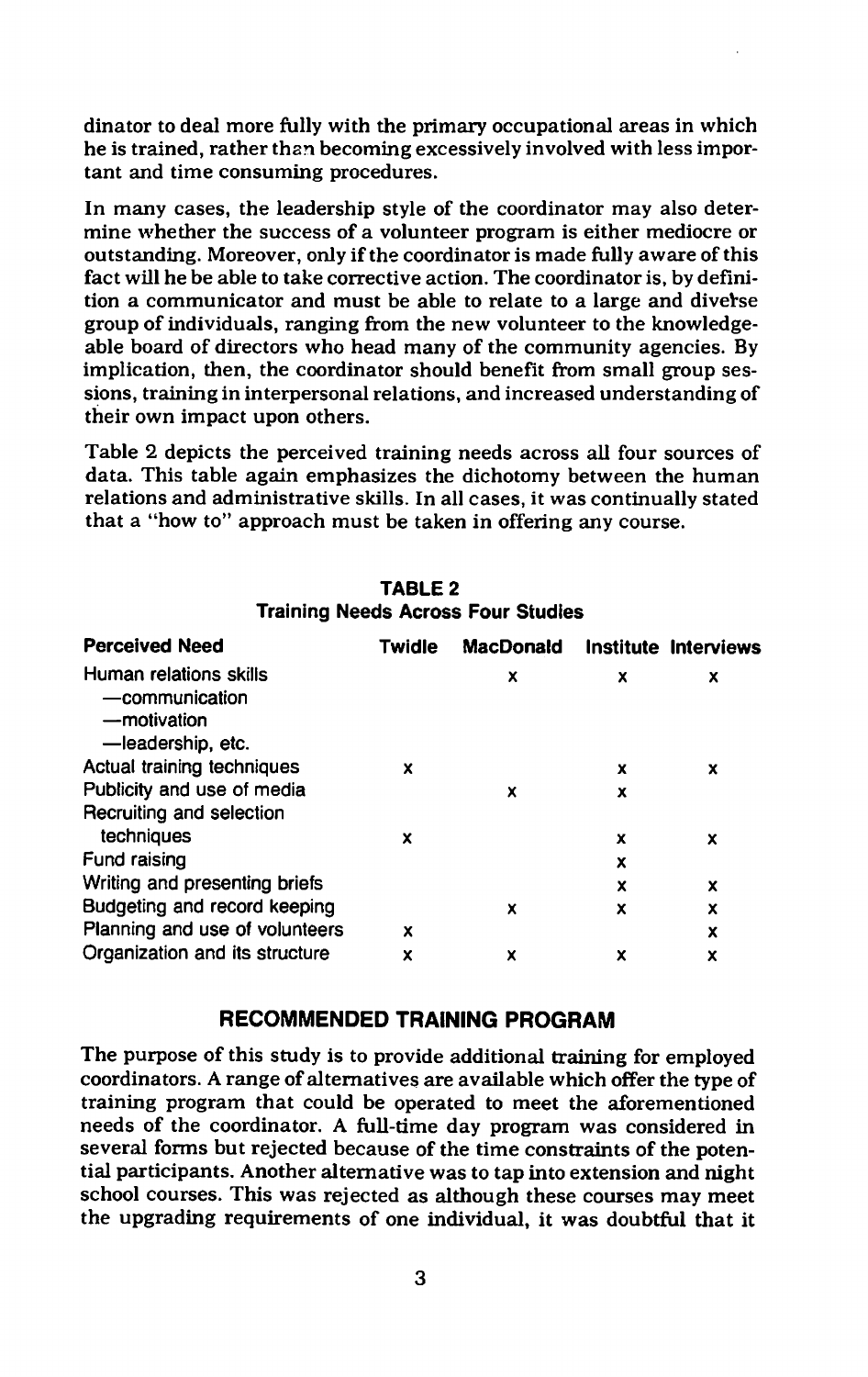dinator to deal more fully with the primary occupational areas in which he is trained, rather than becoming excessively involved with less important and time consuming procedures.

In many cases, the leadership style of the coordinator may also determine whether the success of a volunteer program is either mediocre or outstanding. Moreover, only if the coordinator is made fully aware of this fact will he be able to take corrective action. The coordinator is, by definition a communicator and must be able to relate to a large and diverse group of individuals, ranging from the new volunteer to the knowledgeable board of directors who head many of the community agencies. By implication, then, the coordinator should benefit from small group sessions, training in interpersonal relations, and increased understanding of their own impact upon others.

Table 2 depicts the perceived training needs across all four sources of data. This table again emphasizes the dichotomy between the human relations and administrative skills. In all cases, it was continually stated that a "how to" approach must be taken in offering any course.

**TABLE 2**
**Training Needs Across Four Studies**

| Perceived Need | Twidle | MacDonald | Institute | Interviews |
|---|---|---|---|---|
| Human relations skills —communication —motivation —leadership, etc. | | x | x | x |
| Actual training techniques | x | | x | x |
| Publicity and use of media | | x | x | |
| Recruiting and selection techniques | x | | x | x |
| Fund raising | | | x | |
| Writing and presenting briefs | | | x | x |
| Budgeting and record keeping | | x | x | x |
| Planning and use of volunteers | x | | | x |
| Organization and its structure | x | x | x | x |

## RECOMMENDED TRAINING PROGRAM

The purpose of this study is to provide additional training for employed coordinators. A range of alternatives are available which offer the type of training program that could be operated to meet the aforementioned needs of the coordinator. A full-time day program was considered in several forms but rejected because of the time constraints of the potential participants. Another alternative was to tap into extension and night school courses. This was rejected as although these courses may meet the upgrading requirements of one individual, it was doubtful that it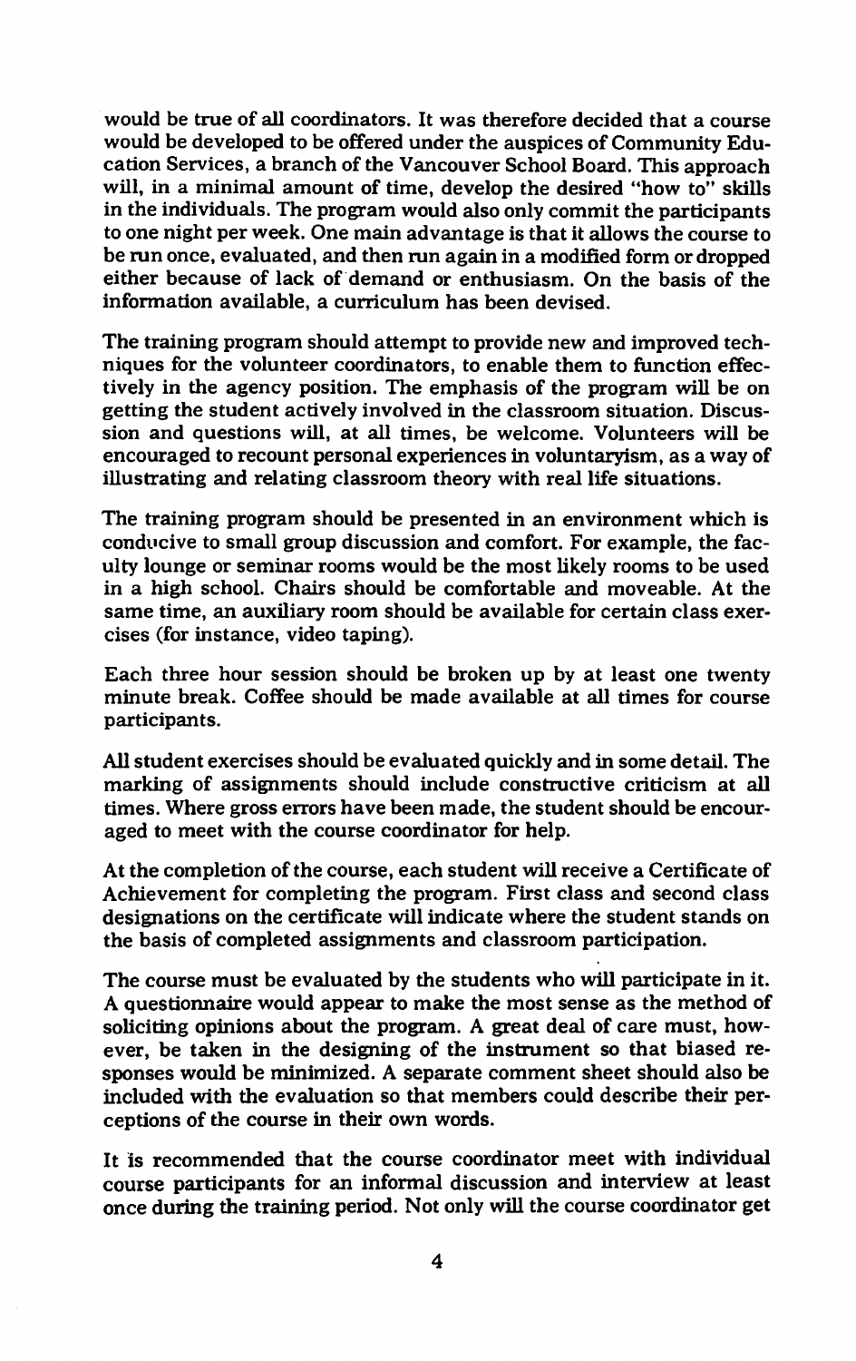would be true of all coordinators. It was therefore decided that a course would be developed to be offered under the auspices of Community Education Services, a branch of the Vancouver School Board. This approach will, in a minimal amount of time, develop the desired "how to" skills in the individuals. The program would also only commit the participants to one night per week. One main advantage is that it allows the course to be run once, evaluated, and then run again in a modified form or dropped either because of lack of demand or enthusiasm. On the basis of the information available, a curriculum has been devised.

The training program should attempt to provide new and improved techniques for the volunteer coordinators, to enable them to function effectively in the agency position. The emphasis of the program will be on getting the student actively involved in the classroom situation. Discussion and questions will, at all times, be welcome. Volunteers will be encouraged to recount personal experiences in voluntaryism, as a way of illustrating and relating classroom theory with real life situations.

The training program should be presented in an environment which is conducive to small group discussion and comfort. For example, the faculty lounge or seminar rooms would be the most likely rooms to be used in a high school. Chairs should be comfortable and moveable. At the same time, an auxiliary room should be available for certain class exercises (for instance, video taping).

Each three hour session should be broken up by at least one twenty minute break. Coffee should be made available at all times for course participants.

All student exercises should be evaluated quickly and in some detail. The marking of assignments should include constructive criticism at all times. Where gross errors have been made, the student should be encouraged to meet with the course coordinator for help.

At the completion of the course, each student will receive a Certificate of Achievement for completing the program. First class and second class designations on the certificate will indicate where the student stands on the basis of completed assignments and classroom participation.

The course must be evaluated by the students who will participate in it. A questionnaire would appear to make the most sense as the method of soliciting opinions about the program. A great deal of care must, however, be taken in the designing of the instrument so that biased responses would be minimized. A separate comment sheet should also be included with the evaluation so that members could describe their perceptions of the course in their own words.

It is recommended that the course coordinator meet with individual course participants for an informal discussion and interview at least once during the training period. Not only will the course coordinator get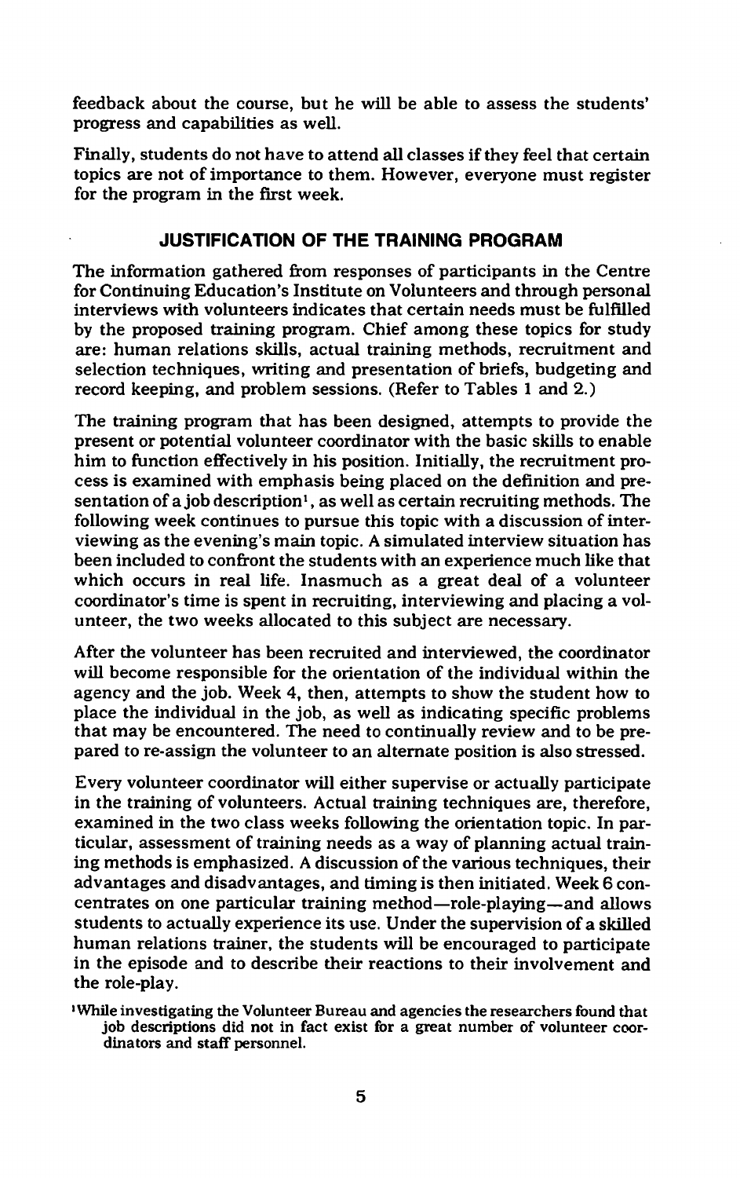feedback about the course, but he will be able to assess the students' progress and capabilities as well.

Finally, students do not have to attend all classes if they feel that certain topics are not of importance to them. However, everyone must register for the program in the first week.

## JUSTIFICATION OF THE TRAINING PROGRAM

The information gathered from responses of participants in the Centre for Continuing Education's Institute on Volunteers and through personal interviews with volunteers indicates that certain needs must be fulfilled by the proposed training program. Chief among these topics for study are: human relations skills, actual training methods, recruitment and selection techniques, writing and presentation of briefs, budgeting and record keeping, and problem sessions. (Refer to Tables 1 and 2.)

The training program that has been designed, attempts to provide the present or potential volunteer coordinator with the basic skills to enable him to function effectively in his position. Initially, the recruitment process is examined with emphasis being placed on the definition and presentation of a job description[1], as well as certain recruiting methods. The following week continues to pursue this topic with a discussion of interviewing as the evening's main topic. A simulated interview situation has been included to confront the students with an experience much like that which occurs in real life. Inasmuch as a great deal of a volunteer coordinator's time is spent in recruiting, interviewing and placing a volunteer, the two weeks allocated to this subject are necessary.

After the volunteer has been recruited and interviewed, the coordinator will become responsible for the orientation of the individual within the agency and the job. Week 4, then, attempts to show the student how to place the individual in the job, as well as indicating specific problems that may be encountered. The need to continually review and to be prepared to re-assign the volunteer to an alternate position is also stressed.

Every volunteer coordinator will either supervise or actually participate in the training of volunteers. Actual training techniques are, therefore, examined in the two class weeks following the orientation topic. In particular, assessment of training needs as a way of planning actual training methods is emphasized. A discussion of the various techniques, their advantages and disadvantages, and timing is then initiated. Week 6 concentrates on one particular training method—role-playing—and allows students to actually experience its use. Under the supervision of a skilled human relations trainer, the students will be encouraged to participate in the episode and to describe their reactions to their involvement and the role-play.

[1]While investigating the Volunteer Bureau and agencies the researchers found that job descriptions did not in fact exist for a great number of volunteer coordinators and staff personnel.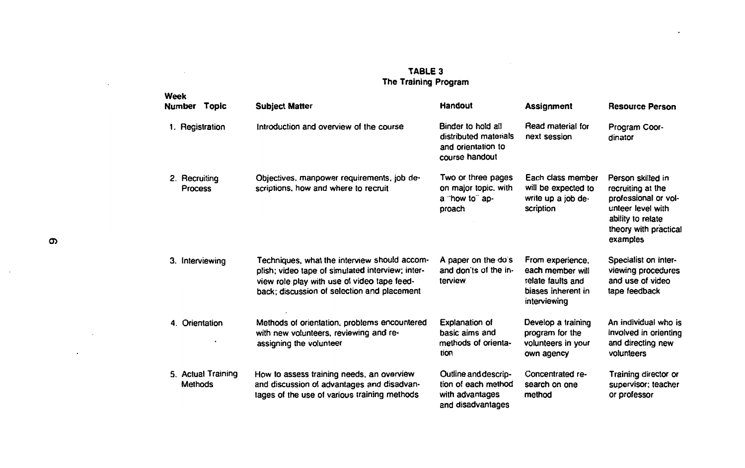**TABLE 3**
**The Training Program**

| Week Number Topic | Subject Matter | Handout | Assignment | Resource Person |
|---|---|---|---|---|
| 1. Registration | Introduction and overview of the course | Binder to hold all distributed materials and orientation to course handout | Read material for next session | Program Coordinator |
| 2. Recruiting Process | Objectives, manpower requirements, job descriptions, how and where to recruit | Two or three pages on major topic, with a "how to" approach | Each class member will be expected to write up a job description | Person skilled in recruiting at the professional or volunteer level with ability to relate theory with practical examples |
| 3. Interviewing | Techniques, what the interview should accomplish; video tape of simulated interview; interview role play with use of video tape feedback; discussion of selection and placement | A paper on the do's and don'ts of the interview | From experience, each member will relate faults and biases inherent in interviewing | Specialist on interviewing procedures and use of video tape feedback |
| 4. Orientation | Methods of orientation, problems encountered with new volunteers, reviewing and reassigning the volunteer | Explanation of basic aims and methods of orientation | Develop a training program for the volunteers in your own agency | An individual who is involved in orienting and directing new volunteers |
| 5. Actual Training Methods | How to assess training needs, an overview and discussion of advantages and disadvantages of the use of various training methods | Outline and description of each method with advantages and disadvantages | Concentrated research on one method | Training director or supervisor; teacher or professor |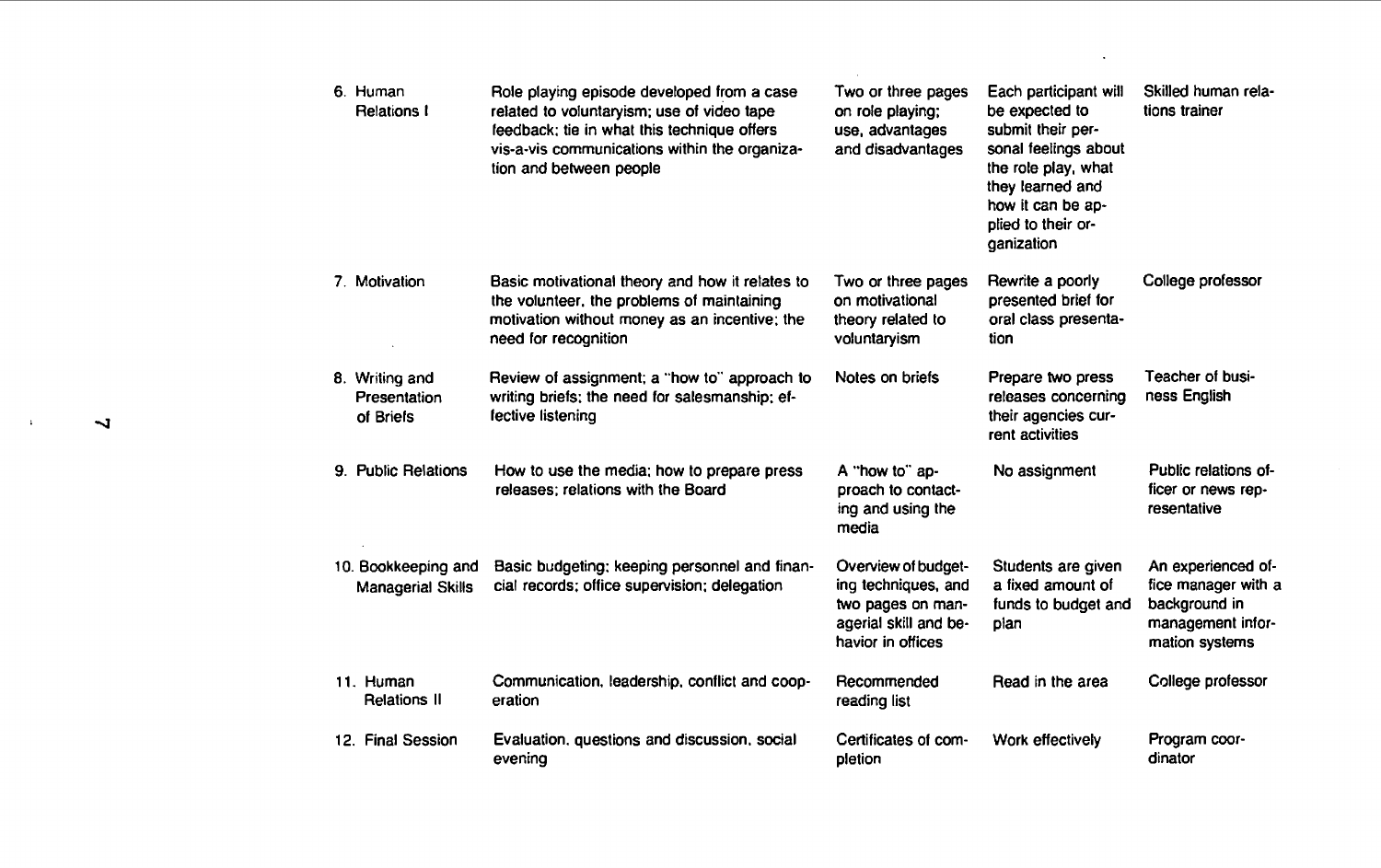| | | | | |
|---|---|---|---|---|
| 6. Human Relations I | Role playing episode developed from a case related to voluntaryism; use of video tape feedback; tie in what this technique offers vis-a-vis communications within the organization and between people | Two or three pages on role playing; use, advantages and disadvantages | Each participant will be expected to submit their personal feelings about the role play, what they learned and how it can be applied to their organization | Skilled human relations trainer |
| 7. Motivation | Basic motivational theory and how it relates to the volunteer, the problems of maintaining motivation without money as an incentive; the need for recognition | Two or three pages on motivational theory related to voluntaryism | Rewrite a poorly presented brief for oral class presentation | College professor |
| 8. Writing and Presentation of Briefs | Review of assignment; a "how to" approach to writing briefs; the need for salesmanship; effective listening | Notes on briefs | Prepare two press releases concerning their agencies current activities | Teacher of business English |
| 9. Public Relations | How to use the media; how to prepare press releases; relations with the Board | A "how to" approach to contacting and using the media | No assignment | Public relations officer or news representative |
| 10. Bookkeeping and Managerial Skills | Basic budgeting; keeping personnel and financial records; office supervision; delegation | Overview of budgeting techniques, and two pages on managerial skill and behavior in offices | Students are given a fixed amount of funds to budget and plan | An experienced office manager with a background in management information systems |
| 11. Human Relations II | Communication, leadership, conflict and cooperation | Recommended reading list | Read in the area | College professor |
| 12. Final Session | Evaluation, questions and discussion, social evening | Certificates of completion | Work effectively | Program coordinator |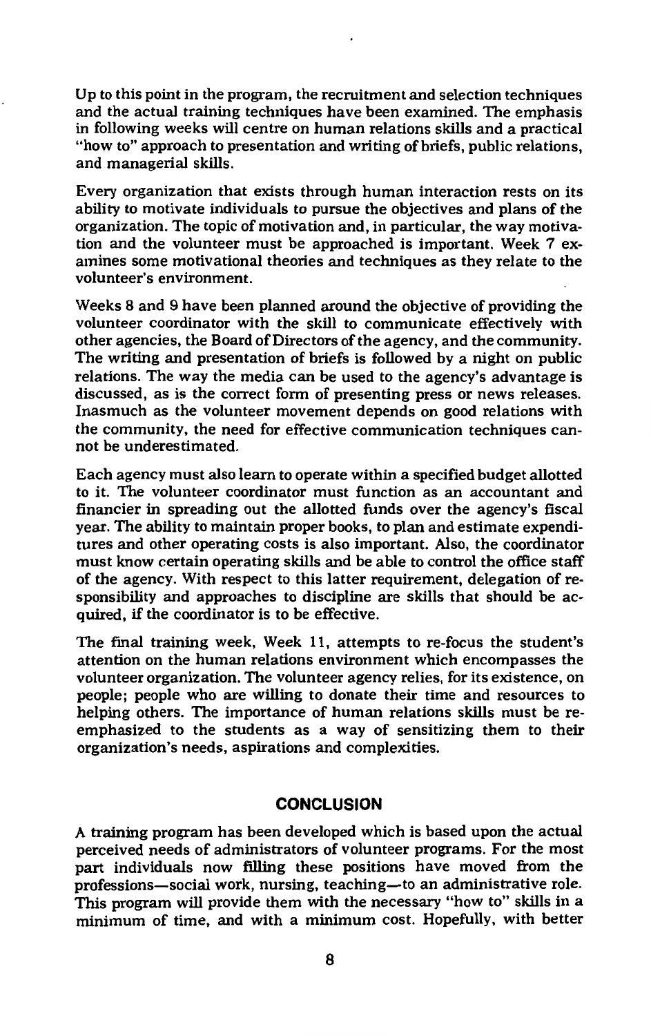Up to this point in the program, the recruitment and selection techniques and the actual training techniques have been examined. The emphasis in following weeks will centre on human relations skills and a practical "how to" approach to presentation and writing of briefs, public relations, and managerial skills.

Every organization that exists through human interaction rests on its ability to motivate individuals to pursue the objectives and plans of the organization. The topic of motivation and, in particular, the way motivation and the volunteer must be approached is important. Week 7 examines some motivational theories and techniques as they relate to the volunteer's environment.

Weeks 8 and 9 have been planned around the objective of providing the volunteer coordinator with the skill to communicate effectively with other agencies, the Board of Directors of the agency, and the community. The writing and presentation of briefs is followed by a night on public relations. The way the media can be used to the agency's advantage is discussed, as is the correct form of presenting press or news releases. Inasmuch as the volunteer movement depends on good relations with the community, the need for effective communication techniques cannot be underestimated.

Each agency must also learn to operate within a specified budget allotted to it. The volunteer coordinator must function as an accountant and financier in spreading out the allotted funds over the agency's fiscal year. The ability to maintain proper books, to plan and estimate expenditures and other operating costs is also important. Also, the coordinator must know certain operating skills and be able to control the office staff of the agency. With respect to this latter requirement, delegation of responsibility and approaches to discipline are skills that should be acquired, if the coordinator is to be effective.

The final training week, Week 11, attempts to re-focus the student's attention on the human relations environment which encompasses the volunteer organization. The volunteer agency relies, for its existence, on people; people who are willing to donate their time and resources to helping others. The importance of human relations skills must be reemphasized to the students as a way of sensitizing them to their organization's needs, aspirations and complexities.

## CONCLUSION

A training program has been developed which is based upon the actual perceived needs of administrators of volunteer programs. For the most part individuals now filling these positions have moved from the professions—social work, nursing, teaching—to an administrative role. This program will provide them with the necessary "how to" skills in a minimum of time, and with a minimum cost. Hopefully, with better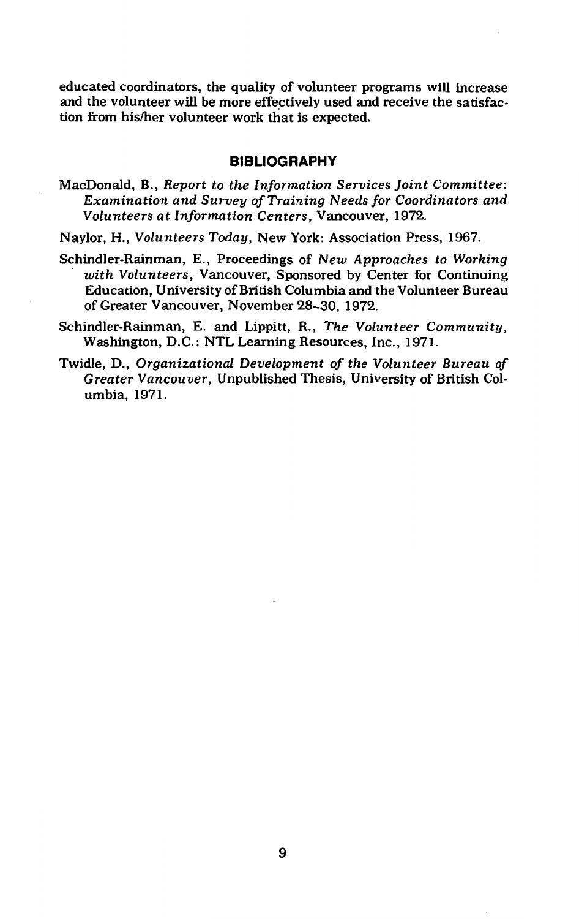educated coordinators, the quality of volunteer programs will increase and the volunteer will be more effectively used and receive the satisfaction from his/her volunteer work that is expected.

## BIBLIOGRAPHY

MacDonald, B., *Report to the Information Services Joint Committee: Examination and Survey of Training Needs for Coordinators and Volunteers at Information Centers*, Vancouver, 1972.

Naylor, H., *Volunteers Today*, New York: Association Press, 1967.

Schindler-Rainman, E., Proceedings of *New Approaches to Working with Volunteers*, Vancouver, Sponsored by Center for Continuing Education, University of British Columbia and the Volunteer Bureau of Greater Vancouver, November 28–30, 1972.

Schindler-Rainman, E. and Lippitt, R., *The Volunteer Community*, Washington, D.C.: NTL Learning Resources, Inc., 1971.

Twidle, D., *Organizational Development of the Volunteer Bureau of Greater Vancouver*, Unpublished Thesis, University of British Columbia, 1971.